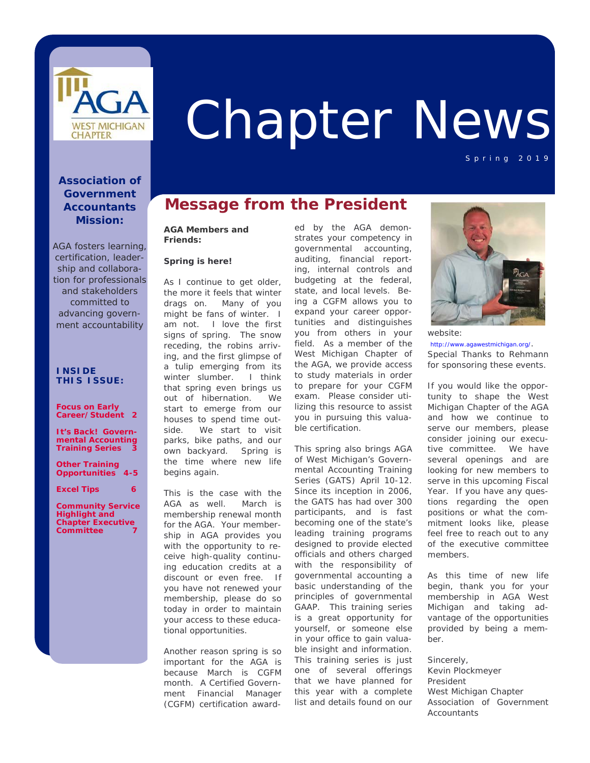# Chapter News

Spring 2019

**Association of Government Accountants Mission:**

AGA fosters learning, certification, leadership and collaboration for professionals and stakeholders committed to advancing government accountability

**INSIDE THIS ISSUE:**

- Focus on Early Career/Student 2
- It's Back! Governmental Accounting Training Series 3
- Other Training Opportunities 4-5
- Excel Tips 6
- Community Service Highlight and Chapter Executive Committee 7

## Message from the President

**AGA Members and Friends:**

**Spring is here!**

As I continue to get older, the more it feels that winter drags on. Many of you might be fans of winter. I am not. I love the first signs of spring. The snow receding, the robins arriving, and the first glimpse of a tulip emerging from its winter slumber. I think that spring even brings us out of hibernation. We start to emerge from our houses to spend time outside. We start to visit parks, bike paths, and our own backyard. Spring is the time where new life begins again.

This is the case with the AGA as well. March is membership renewal month for the AGA. Your membership in AGA provides you with the opportunity to receive high-quality continuing education credits at a discount or even free. If you have not renewed your membership, please do so today in order to maintain your access to these educational opportunities.

Another reason spring is so important for the AGA is because March is CGFM month. A Certified Government Financial Manager (CGFM) certification awarded by the AGA demonstrates your competency in governmental accounting, auditing, financial reporting, internal controls and budgeting at the federal, state, and local levels. Being a CGFM allows you to expand your career opportunities and distinguishes you from others in your field. As a member of the West Michigan Chapter of the AGA, we provide access to study materials in order to prepare for your CGFM exam. Please consider utilizing this resource to assist you in pursuing this valuable certification.

This spring also brings AGA of West Michigan's Governmental Accounting Training Series (GATS) April 10-12. Since its inception in 2006, the GATS has had over 300 participants, and is fast becoming one of the state's leading training programs designed to provide elected officials and others charged with the responsibility of governmental accounting a basic understanding of the principles of governmental GAAP. This training series is a great opportunity for yourself, or someone else in your office to gain valuable insight and information. This training series is just one of several offerings that we have planned for this year with a complete list and details found on our website: http://www.agawestmichigan.org/. Special Thanks to Rehmann for sponsoring these events.

If you would like the opportunity to shape the West Michigan Chapter of the AGA and how we continue to serve our members, please consider joining our executive committee. We have several openings and are looking for new members to serve in this upcoming Fiscal Year. If you have any questions regarding the open positions or what the commitment looks like, please feel free to reach out to any of the executive committee members.

As this time of new life begin, thank you for your membership in AGA West Michigan and taking advantage of the opportunities provided by being a member.

Sincerely,  
Kevin Plockmeyer  
President  
West Michigan Chapter  
Association of Government Accountants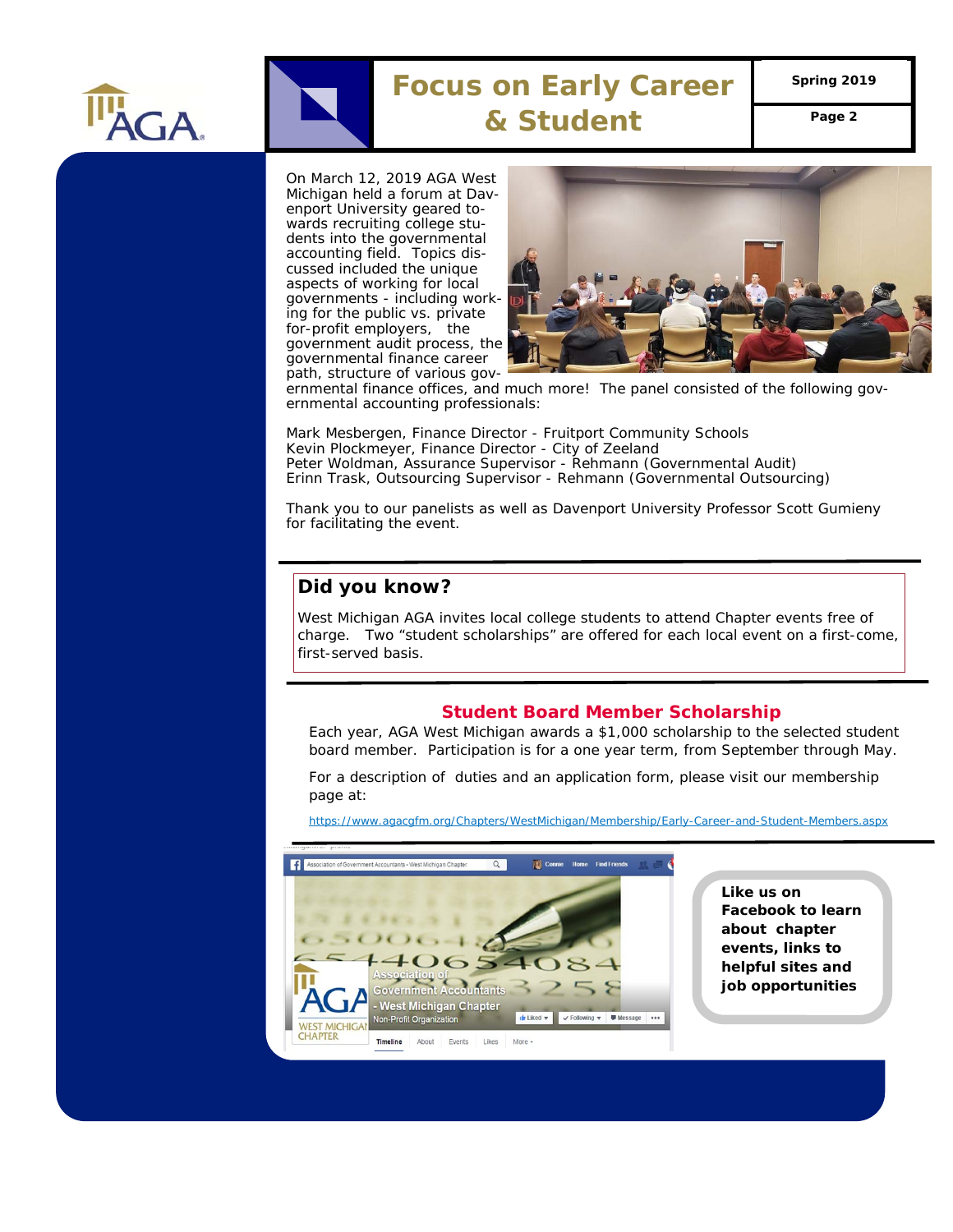# Focus on Early Career & Student

On March 12, 2019 AGA West Michigan held a forum at Davenport University geared towards recruiting college students into the governmental accounting field. Topics discussed included the unique aspects of working for local governments - including working for the public vs. private for-profit employers, the government audit process, the governmental finance career path, structure of various governmental finance offices, and much more! The panel consisted of the following governmental accounting professionals:

Mark Mesbergen, Finance Director - Fruitport Community Schools
Kevin Plockmeyer, Finance Director - City of Zeeland
Peter Woldman, Assurance Supervisor - Rehmann (Governmental Audit)
Erinn Trask, Outsourcing Supervisor - Rehmann (Governmental Outsourcing)

Thank you to our panelists as well as Davenport University Professor Scott Gumieny for facilitating the event.

## Did you know?

West Michigan AGA invites local college students to attend Chapter events free of charge. Two "student scholarships" are offered for each local event on a first-come, first-served basis.

## Student Board Member Scholarship

Each year, AGA West Michigan awards a $1,000 scholarship to the selected student board member. Participation is for a one year term, from September through May.

For a description of duties and an application form, please visit our membership page at:

https://www.agacgfm.org/Chapters/WestMichigan/Membership/Early-Career-and-Student-Members.aspx

**Like us on Facebook to learn about chapter events, links to helpful sites and job opportunities**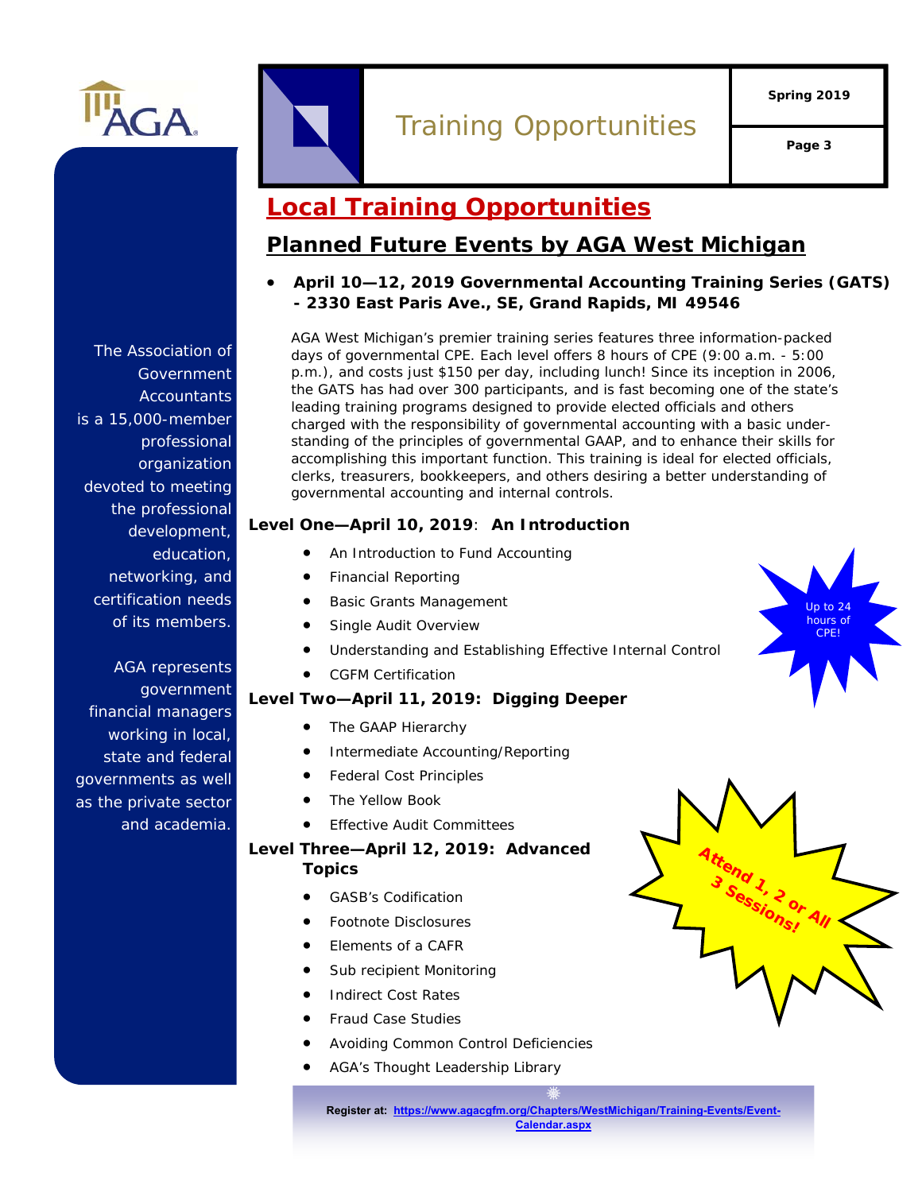# Training Opportunities

## Local Training Opportunities

## Planned Future Events by AGA West Michigan

- **April 10—12, 2019 Governmental Accounting Training Series (GATS) - 2330 East Paris Ave., SE, Grand Rapids, MI 49546**

AGA West Michigan's premier training series features three information-packed days of governmental CPE. Each level offers 8 hours of CPE (9:00 a.m. - 5:00 p.m.), and costs just $150 per day, including lunch! Since its inception in 2006, the GATS has had over 300 participants, and is fast becoming one of the state's leading training programs designed to provide elected officials and others charged with the responsibility of governmental accounting with a basic understanding of the principles of governmental GAAP, and to enhance their skills for accomplishing this important function. This training is ideal for elected officials, clerks, treasurers, bookkeepers, and others desiring a better understanding of governmental accounting and internal controls.

**Level One—April 10, 2019: An Introduction**

- An Introduction to Fund Accounting
- Financial Reporting
- Basic Grants Management
- Single Audit Overview
- Understanding and Establishing Effective Internal Control
- CGFM Certification

**Level Two—April 11, 2019: Digging Deeper**

- The GAAP Hierarchy
- Intermediate Accounting/Reporting
- Federal Cost Principles
- The Yellow Book
- Effective Audit Committees

**Level Three—April 12, 2019: Advanced Topics**

- GASB's Codification
- Footnote Disclosures
- Elements of a CAFR
- Sub recipient Monitoring
- Indirect Cost Rates
- Fraud Case Studies
- Avoiding Common Control Deficiencies
- AGA's Thought Leadership Library

Up to 24 hours of CPE!

**Attend 1, 2 or All 3 Sessions!**

**Register at: https://www.agacgfm.org/Chapters/WestMichigan/Training-Events/Event-Calendar.aspx**

The Association of Government Accountants is a 15,000-member professional organization devoted to meeting the professional development, education, networking, and certification needs of its members.

AGA represents government financial managers working in local, state and federal governments as well as the private sector and academia.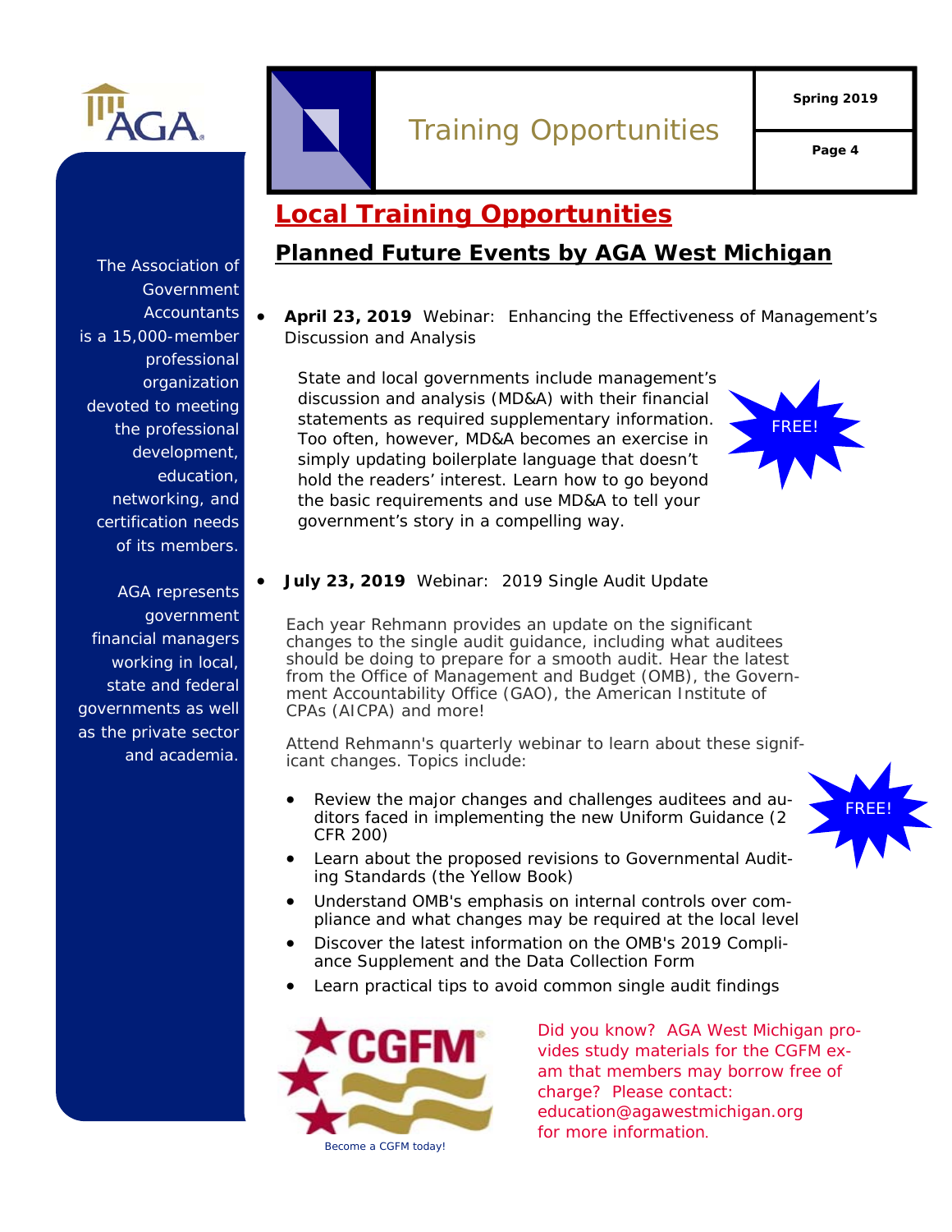# Local Training Opportunities

## Planned Future Events by AGA West Michigan

- **April 23, 2019** Webinar: Enhancing the Effectiveness of Management's Discussion and Analysis

  State and local governments include management's discussion and analysis (MD&A) with their financial statements as required supplementary information. Too often, however, MD&A becomes an exercise in simply updating boilerplate language that doesn't hold the readers' interest. Learn how to go beyond the basic requirements and use MD&A to tell your government's story in a compelling way.

  FREE!

- **July 23, 2019** Webinar: 2019 Single Audit Update

  Each year Rehmann provides an update on the significant changes to the single audit guidance, including what auditees should be doing to prepare for a smooth audit. Hear the latest from the Office of Management and Budget (OMB), the Government Accountability Office (GAO), the American Institute of CPAs (AICPA) and more!

  Attend Rehmann's quarterly webinar to learn about these significant changes. Topics include:

  FREE!

  - Review the major changes and challenges auditees and auditors faced in implementing the new Uniform Guidance (2 CFR 200)
  - Learn about the proposed revisions to Governmental Auditing Standards (the Yellow Book)
  - Understand OMB's emphasis on internal controls over compliance and what changes may be required at the local level
  - Discover the latest information on the OMB's 2019 Compliance Supplement and the Data Collection Form
  - Learn practical tips to avoid common single audit findings

Become a CGFM today!

Did you know? AGA West Michigan provides study materials for the CGFM exam that members may borrow free of charge? Please contact: education@agawestmichigan.org for more information.

The Association of Government Accountants is a 15,000-member professional organization devoted to meeting the professional development, education, networking, and certification needs of its members.

AGA represents government financial managers working in local, state and federal governments as well as the private sector and academia.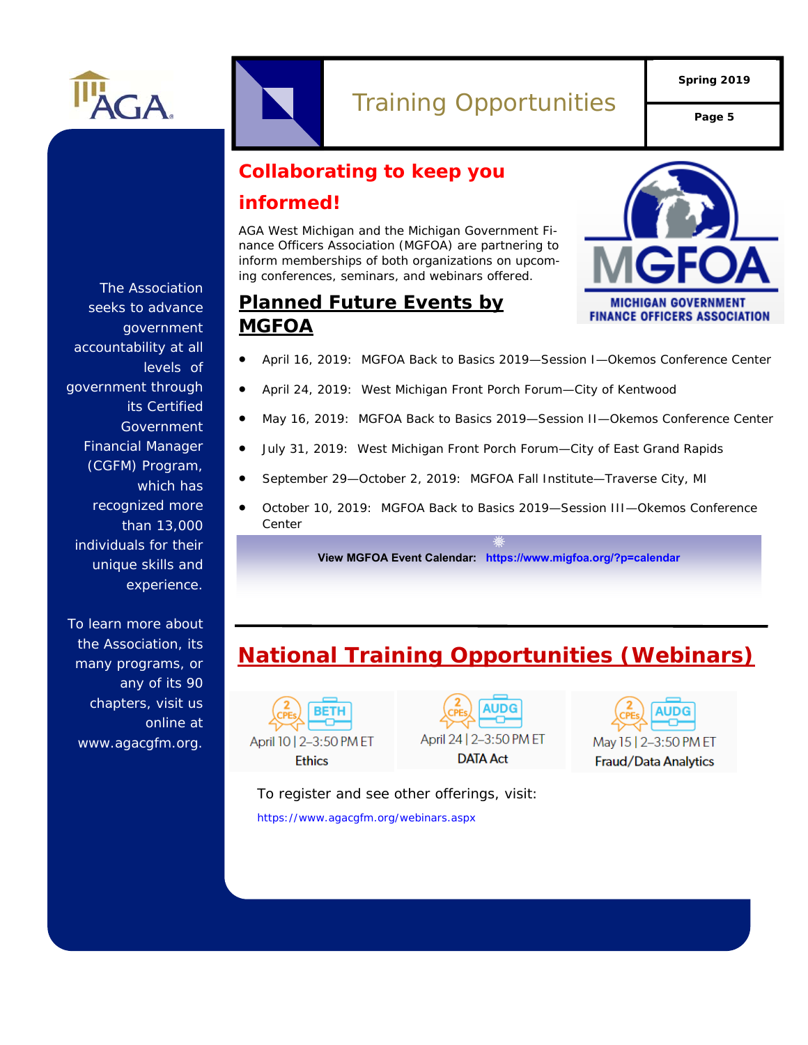# Training Opportunities

Spring 2019

## Collaborating to keep you informed!

AGA West Michigan and the Michigan Government Finance Officers Association (MGFOA) are partnering to inform memberships of both organizations on upcoming conferences, seminars, and webinars offered.

MGFOA
MICHIGAN GOVERNMENT FINANCE OFFICERS ASSOCIATION

## Planned Future Events by MGFOA

- April 16, 2019: MGFOA Back to Basics 2019—Session I—Okemos Conference Center
- April 24, 2019: West Michigan Front Porch Forum—City of Kentwood
- May 16, 2019: MGFOA Back to Basics 2019—Session II—Okemos Conference Center
- July 31, 2019: West Michigan Front Porch Forum—City of East Grand Rapids
- September 29—October 2, 2019: MGFOA Fall Institute—Traverse City, MI
- October 10, 2019: MGFOA Back to Basics 2019—Session III—Okemos Conference Center

**View MGFOA Event Calendar:** **https://www.migfoa.org/?p=calendar**

## National Training Opportunities (Webinars)

2 CPEs | BETH
April 10 | 2–3:50 PM ET
Ethics

2 CPEs | AUDG
April 24 | 2–3:50 PM ET
DATA Act

2 CPEs | AUDG
May 15 | 2–3:50 PM ET
Fraud/Data Analytics

To register and see other offerings, visit:

https://www.agacgfm.org/webinars.aspx

The Association seeks to advance government accountability at all levels of government through its Certified Government Financial Manager (CGFM) Program, which has recognized more than 13,000 individuals for their unique skills and experience.

To learn more about the Association, its many programs, or any of its 90 chapters, visit us online at www.agacgfm.org.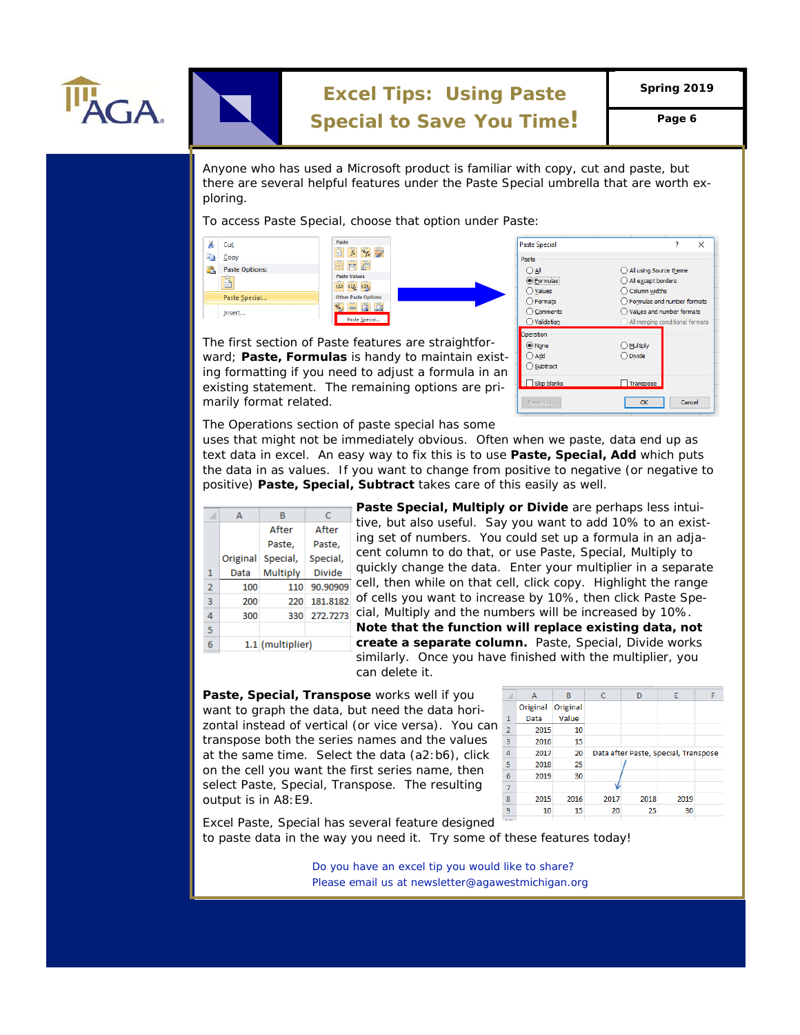# Excel Tips: Using Paste Special to Save You Time!

Anyone who has used a Microsoft product is familiar with copy, cut and paste, but there are several helpful features under the Paste Special umbrella that are worth exploring.

To access Paste Special, choose that option under Paste:

The first section of Paste features are straightforward; **Paste, Formulas** is handy to maintain existing formatting if you need to adjust a formula in an existing statement. The remaining options are primarily format related.

The Operations section of paste special has some uses that might not be immediately obvious. Often when we paste, data end up as text data in excel. An easy way to fix this is to use **Paste, Special, Add** which puts the data in as values. If you want to change from positive to negative (or negative to positive) **Paste, Special, Subtract** takes care of this easily as well.

| | A | B | C |
|---|---|---|---|
| 1 | Original Data | After Paste, Special, Multiply | After Paste, Special, Divide |
| 2 | 100 | 110 | 90.90909 |
| 3 | 200 | 220 | 181.8182 |
| 4 | 300 | 330 | 272.7273 |
| 5 | | | |
| 6 | 1.1 (multiplier) | | |

**Paste Special, Multiply or Divide** are perhaps less intuitive, but also useful. Say you want to add 10% to an existing set of numbers. You could set up a formula in an adjacent column to do that, or use Paste, Special, Multiply to quickly change the data. Enter your multiplier in a separate cell, then while on that cell, click copy. Highlight the range of cells you want to increase by 10%, then click Paste Special, Multiply and the numbers will be increased by 10%. **Note that the function will replace existing data, not create a separate column.** Paste, Special, Divide works similarly. Once you have finished with the multiplier, you can delete it.

**Paste, Special, Transpose** works well if you want to graph the data, but need the data horizontal instead of vertical (or vice versa). You can transpose both the series names and the values at the same time. Select the data (a2:b6), click on the cell you want the first series name, then select Paste, Special, Transpose. The resulting output is in A8:E9.

| | A | B | C | D | E | F |
|---|---|---|---|---|---|---|
| 1 | Original Data | Original Value | | | | |
| 2 | 2015 | 10 | | | | |
| 3 | 2016 | 15 | | | | |
| 4 | 2017 | 20 | Data after Paste, Special, Transpose | | | |
| 5 | 2018 | 25 | | | | |
| 6 | 2019 | 30 | | | | |
| 7 | | | | | | |
| 8 | 2015 | 2016 | 2017 | 2018 | 2019 | |
| 9 | 10 | 15 | 20 | 25 | 30 | |

Excel Paste, Special has several feature designed to paste data in the way you need it. Try some of these features today!

Do you have an excel tip you would like to share?
Please email us at newsletter@agawestmichigan.org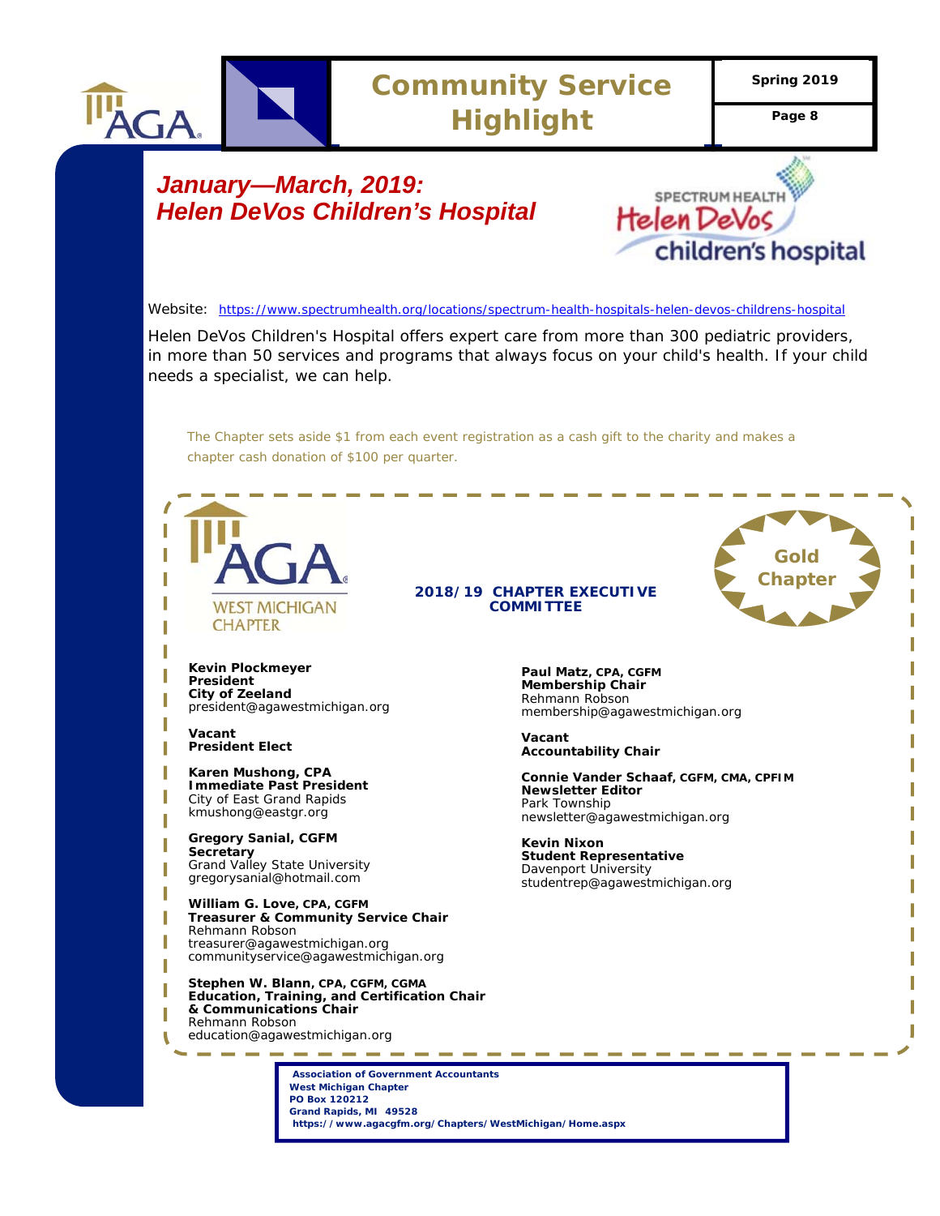# Community Service Highlight

## January—March, 2019: Helen DeVos Children's Hospital

Website: https://www.spectrumhealth.org/locations/spectrum-health-hospitals-helen-devos-childrens-hospital

Helen DeVos Children's Hospital offers expert care from more than 300 pediatric providers, in more than 50 services and programs that always focus on your child's health. If your child needs a specialist, we can help.

The Chapter sets aside $1 from each event registration as a cash gift to the charity and makes a chapter cash donation of $100 per quarter.

AGA West Michigan Chapter

Gold Chapter

### 2018/19 CHAPTER EXECUTIVE COMMITTEE

**Kevin Plockmeyer**
**President**
**City of Zeeland**
president@agawestmichigan.org

**Vacant**
**President Elect**

**Karen Mushong, CPA**
**Immediate Past President**
City of East Grand Rapids
kmushong@eastgr.org

**Gregory Sanial, CGFM**
**Secretary**
Grand Valley State University
gregorysanial@hotmail.com

**William G. Love, CPA, CGFM**
**Treasurer & Community Service Chair**
Rehmann Robson
treasurer@agawestmichigan.org
communityservice@agawestmichigan.org

**Stephen W. Blann, CPA, CGFM, CGMA**
**Education, Training, and Certification Chair & Communications Chair**
Rehmann Robson
education@agawestmichigan.org

**Paul Matz, CPA, CGFM**
**Membership Chair**
Rehmann Robson
membership@agawestmichigan.org

**Vacant**
**Accountability Chair**

**Connie Vander Schaaf, CGFM, CMA, CPFIM**
**Newsletter Editor**
Park Township
newsletter@agawestmichigan.org

**Kevin Nixon**
**Student Representative**
Davenport University
studentrep@agawestmichigan.org

**Association of Government Accountants**
**West Michigan Chapter**
**PO Box 120212**
**Grand Rapids, MI 49528**
**https://www.agacgfm.org/Chapters/WestMichigan/Home.aspx**